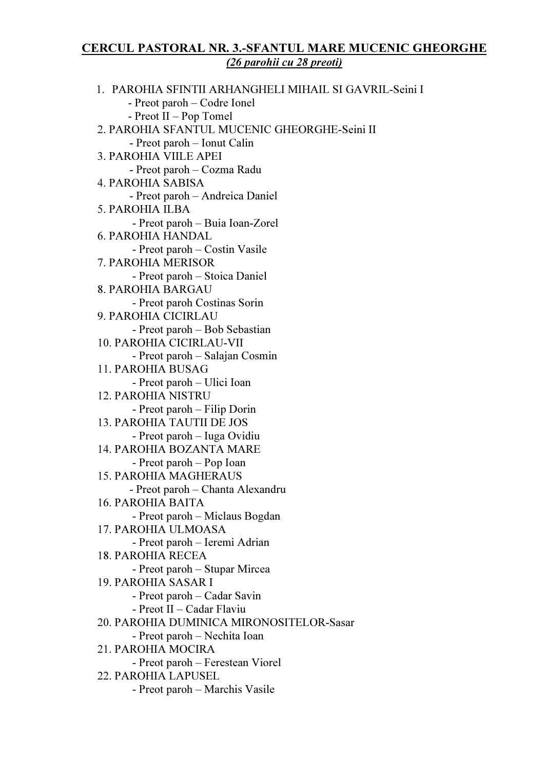## CERCUL PASTORAL NR. 3.-SFANTUL MARE MUCENIC GHEORGHE

*(26 parohii cu 28 preoti)*

1. PAROHIA SFINTII ARHANGHELI MIHAIL SI GAVRIL-Seini I
   - Preot paroh – Codre Ionel
   - Preot II – Pop Tomel
2. PAROHIA SFANTUL MUCENIC GHEORGHE-Seini II
   - Preot paroh – Ionut Calin
3. PAROHIA VIILE APEI
   - Preot paroh – Cozma Radu
4. PAROHIA SABISA
   - Preot paroh – Andreica Daniel
5. PAROHIA ILBA
   - Preot paroh – Buia Ioan-Zorel
6. PAROHIA HANDAL
   - Preot paroh – Costin Vasile
7. PAROHIA MERISOR
   - Preot paroh – Stoica Daniel
8. PAROHIA BARGAU
   - Preot paroh Costinas Sorin
9. PAROHIA CICIRLAU
   - Preot paroh – Bob Sebastian
10. PAROHIA CICIRLAU-VII
    - Preot paroh – Salajan Cosmin
11. PAROHIA BUSAG
    - Preot paroh – Ulici Ioan
12. PAROHIA NISTRU
    - Preot paroh – Filip Dorin
13. PAROHIA TAUTII DE JOS
    - Preot paroh – Iuga Ovidiu
14. PAROHIA BOZANTA MARE
    - Preot paroh – Pop Ioan
15. PAROHIA MAGHERAUS
    - Preot paroh – Chanta Alexandru
16. PAROHIA BAITA
    - Preot paroh – Miclaus Bogdan
17. PAROHIA ULMOASA
    - Preot paroh – Ieremi Adrian
18. PAROHIA RECEA
    - Preot paroh – Stupar Mircea
19. PAROHIA SASAR I
    - Preot paroh – Cadar Savin
    - Preot II – Cadar Flaviu
20. PAROHIA DUMINICA MIRONOSITELOR-Sasar
    - Preot paroh – Nechita Ioan
21. PAROHIA MOCIRA
    - Preot paroh – Ferestean Viorel
22. PAROHIA LAPUSEL
    - Preot paroh – Marchis Vasile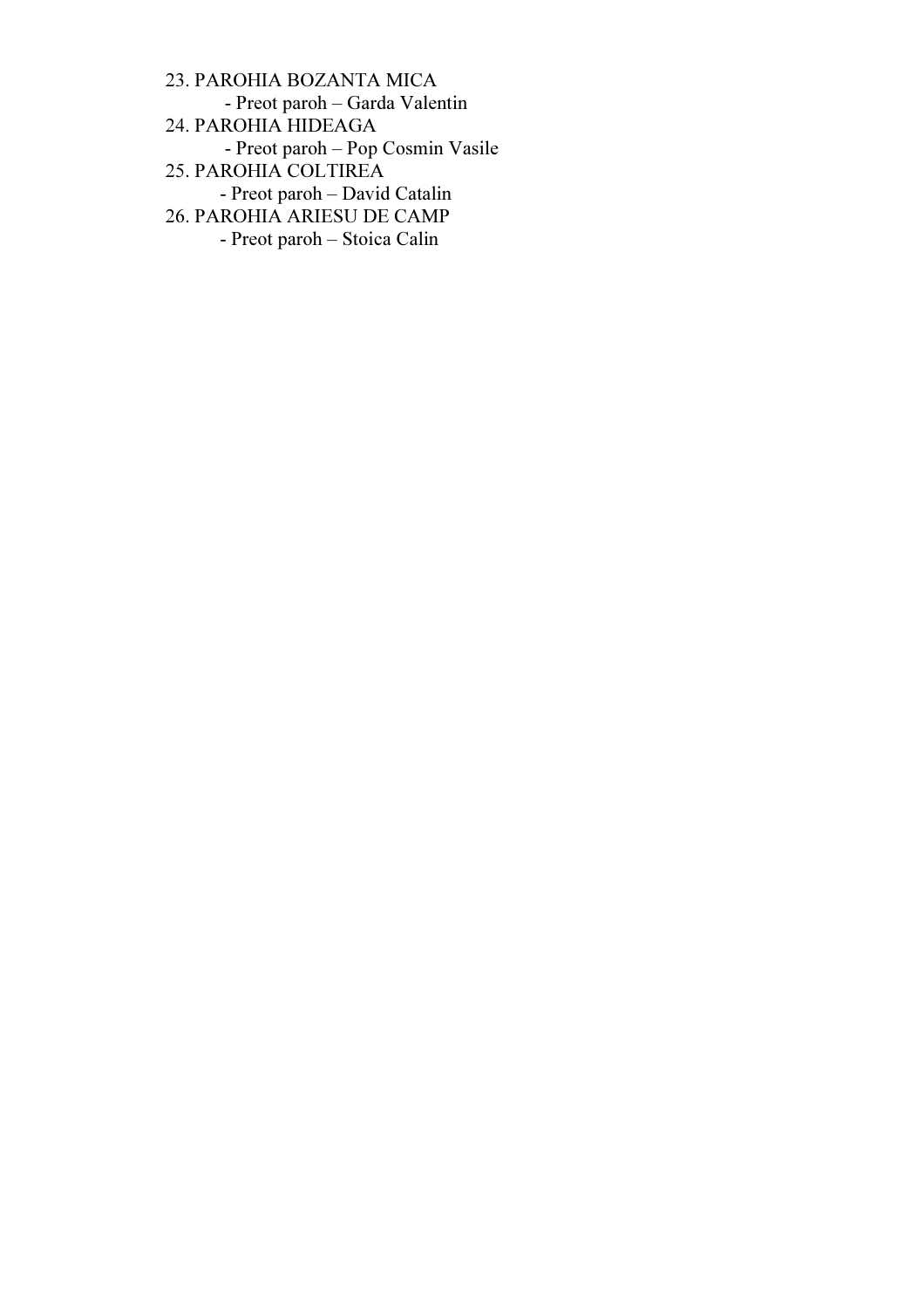23. PAROHIA BOZANTA MICA
    - Preot paroh – Garda Valentin
24. PAROHIA HIDEAGA
    - Preot paroh – Pop Cosmin Vasile
25. PAROHIA COLTIREA
    - Preot paroh – David Catalin
26. PAROHIA ARIESU DE CAMP
    - Preot paroh – Stoica Calin